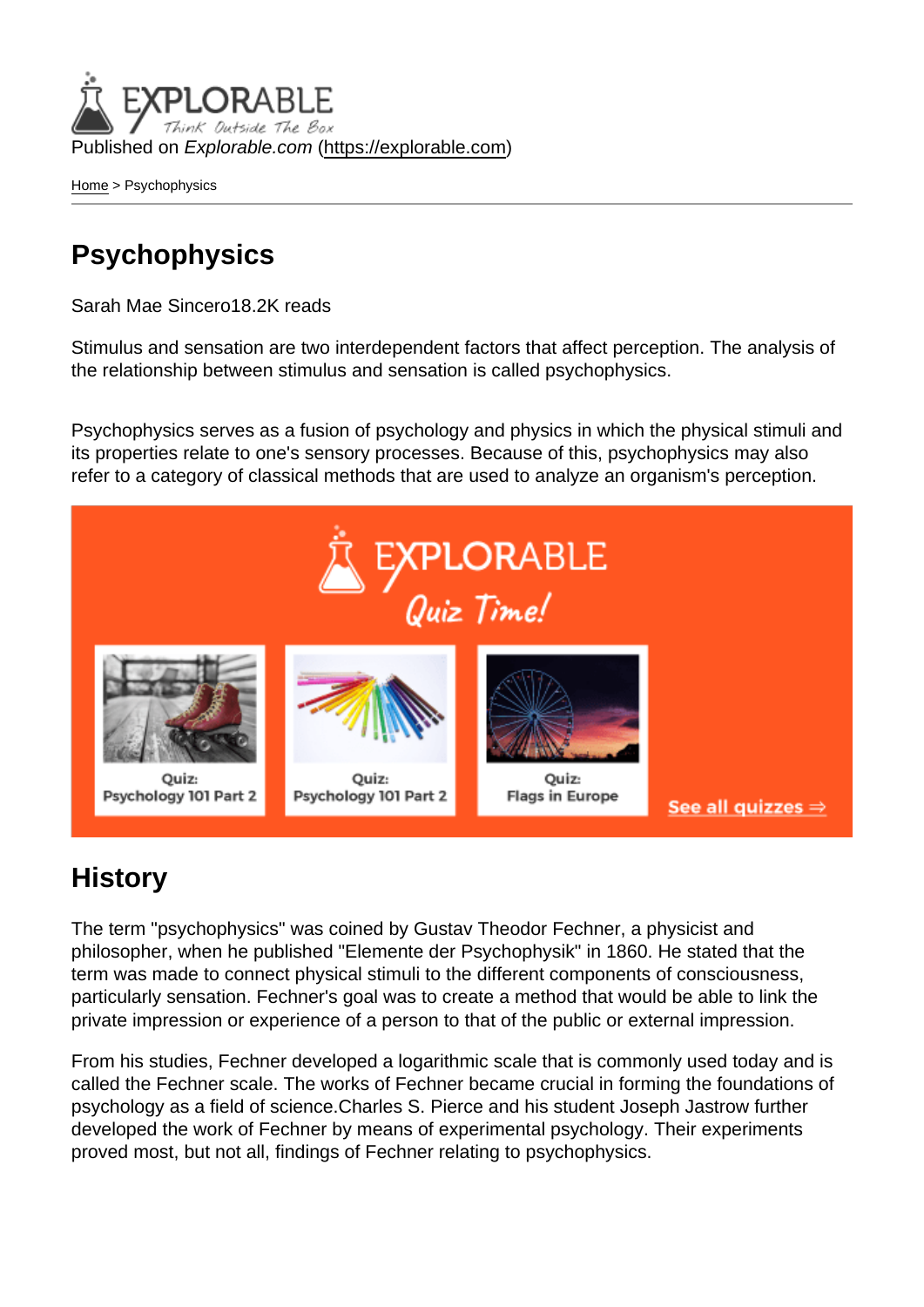Published on *Explorable.com* (https://explorable.com)

Home > Psychophysics

# Psychophysics

Sarah Mae Sincero18.2K reads

Stimulus and sensation are two interdependent factors that affect perception. The analysis of the relationship between stimulus and sensation is called psychophysics.

Psychophysics serves as a fusion of psychology and physics in which the physical stimuli and its properties relate to one's sensory processes. Because of this, psychophysics may also refer to a category of classical methods that are used to analyze an organism's perception.

EXPLORABLE Quiz Time!

Quiz: Psychology 101 Part 2

Quiz: Psychology 101 Part 2

Quiz: Flags in Europe

See all quizzes ⇒

## History

The term "psychophysics" was coined by Gustav Theodor Fechner, a physicist and philosopher, when he published "Elemente der Psychophysik" in 1860. He stated that the term was made to connect physical stimuli to the different components of consciousness, particularly sensation. Fechner's goal was to create a method that would be able to link the private impression or experience of a person to that of the public or external impression.

From his studies, Fechner developed a logarithmic scale that is commonly used today and is called the Fechner scale. The works of Fechner became crucial in forming the foundations of psychology as a field of science.Charles S. Pierce and his student Joseph Jastrow further developed the work of Fechner by means of experimental psychology. Their experiments proved most, but not all, findings of Fechner relating to psychophysics.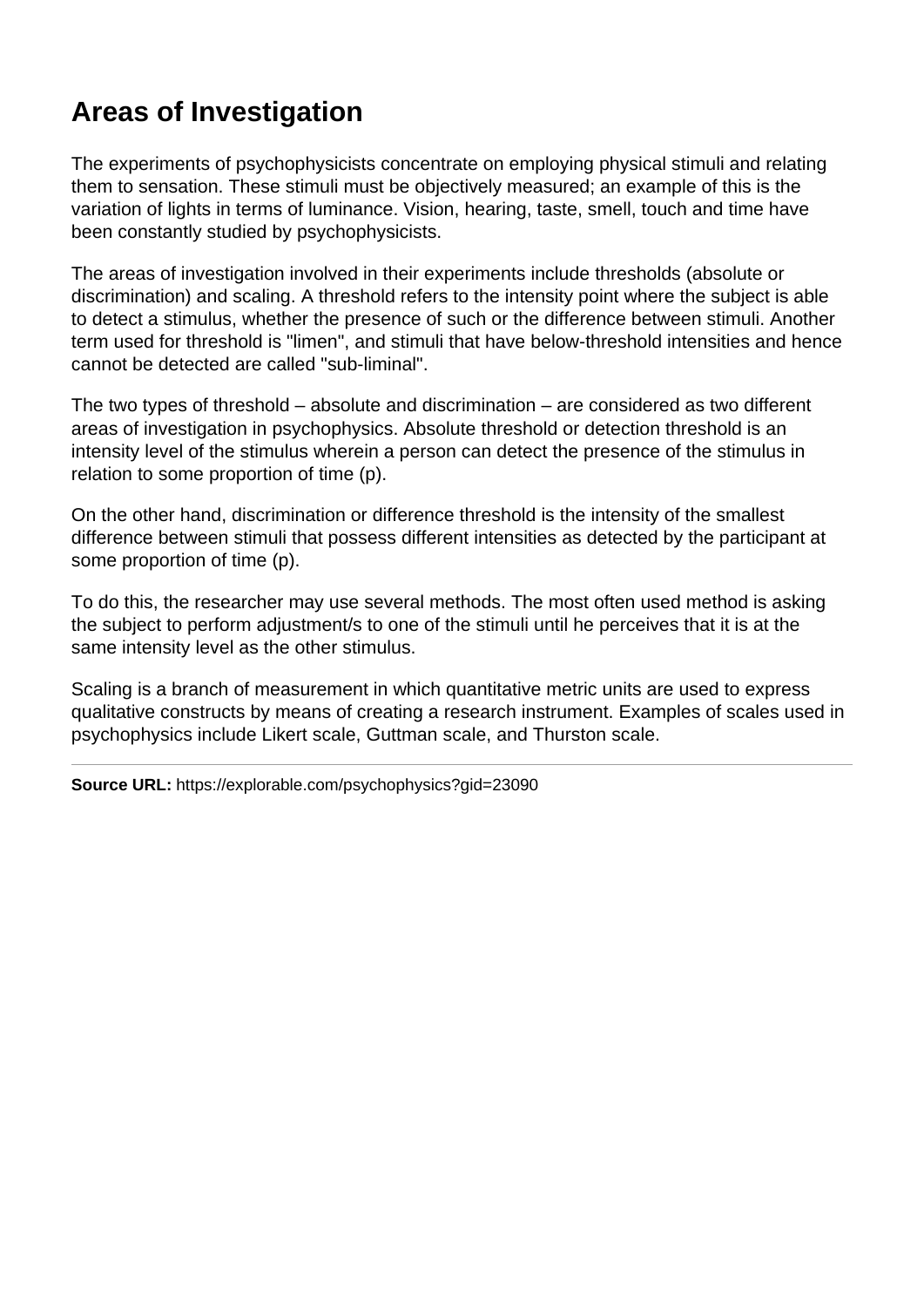## Areas of Investigation

The experiments of psychophysicists concentrate on employing physical stimuli and relating them to sensation. These stimuli must be objectively measured; an example of this is the variation of lights in terms of luminance. Vision, hearing, taste, smell, touch and time have been constantly studied by psychophysicists.

The areas of investigation involved in their experiments include thresholds (absolute or discrimination) and scaling. A threshold refers to the intensity point where the subject is able to detect a stimulus, whether the presence of such or the difference between stimuli. Another term used for threshold is "limen", and stimuli that have below-threshold intensities and hence cannot be detected are called "sub-liminal".

The two types of threshold – absolute and discrimination – are considered as two different areas of investigation in psychophysics. Absolute threshold or detection threshold is an intensity level of the stimulus wherein a person can detect the presence of the stimulus in relation to some proportion of time (p).

On the other hand, discrimination or difference threshold is the intensity of the smallest difference between stimuli that possess different intensities as detected by the participant at some proportion of time (p).

To do this, the researcher may use several methods. The most often used method is asking the subject to perform adjustment/s to one of the stimuli until he perceives that it is at the same intensity level as the other stimulus.

Scaling is a branch of measurement in which quantitative metric units are used to express qualitative constructs by means of creating a research instrument. Examples of scales used in psychophysics include Likert scale, Guttman scale, and Thurston scale.

---

**Source URL:** https://explorable.com/psychophysics?gid=23090